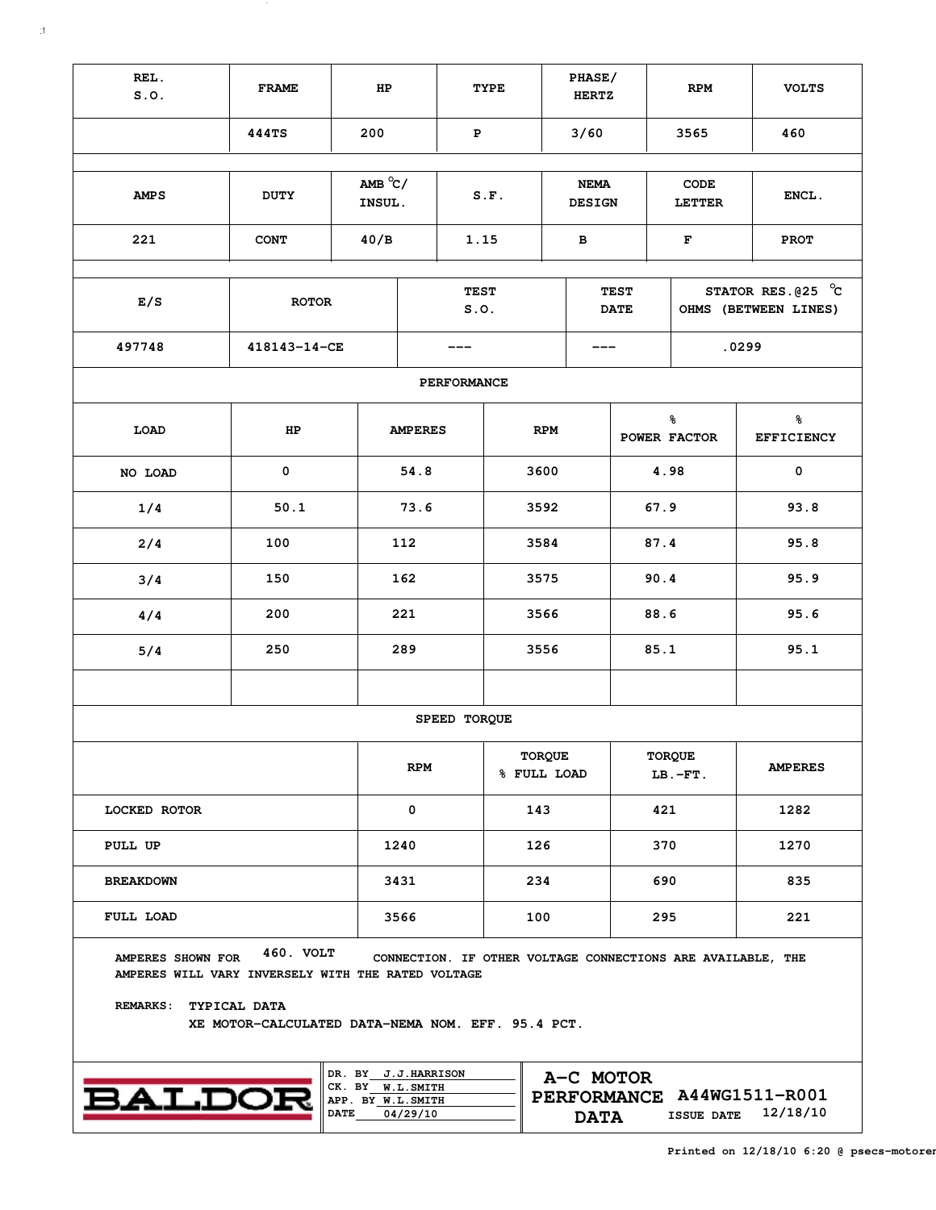| REL. S.O. | FRAME | HP | TYPE | PHASE/ HERTZ | RPM | VOLTS |
|---|---|---|---|---|---|---|
| | 444TS | 200 | P | 3/60 | 3565 | 460 |

| AMPS | DUTY | AMB °C/ INSUL. | S.F. | NEMA DESIGN | CODE LETTER | ENCL. |
|---|---|---|---|---|---|---|
| 221 | CONT | 40/B | 1.15 | B | F | PROT |

| E/S | ROTOR | TEST S.O. | TEST DATE | STATOR RES.@25 °C OHMS (BETWEEN LINES) |
|---|---|---|---|---|
| 497748 | 418143-14-CE | --- | --- | .0299 |

**PERFORMANCE**

| LOAD | HP | AMPERES | RPM | % POWER FACTOR | % EFFICIENCY |
|---|---|---|---|---|---|
| NO LOAD | 0 | 54.8 | 3600 | 4.98 | 0 |
| 1/4 | 50.1 | 73.6 | 3592 | 67.9 | 93.8 |
| 2/4 | 100 | 112 | 3584 | 87.4 | 95.8 |
| 3/4 | 150 | 162 | 3575 | 90.4 | 95.9 |
| 4/4 | 200 | 221 | 3566 | 88.6 | 95.6 |
| 5/4 | 250 | 289 | 3556 | 85.1 | 95.1 |

**SPEED TORQUE**

| | RPM | TORQUE % FULL LOAD | TORQUE LB.-FT. | AMPERES |
|---|---|---|---|---|
| LOCKED ROTOR | 0 | 143 | 421 | 1282 |
| PULL UP | 1240 | 126 | 370 | 1270 |
| BREAKDOWN | 3431 | 234 | 690 | 835 |
| FULL LOAD | 3566 | 100 | 295 | 221 |

AMPERES SHOWN FOR 460. VOLT CONNECTION. IF OTHER VOLTAGE CONNECTIONS ARE AVAILABLE, THE AMPERES WILL VARY INVERSELY WITH THE RATED VOLTAGE

REMARKS: TYPICAL DATA
XE MOTOR-CALCULATED DATA-NEMA NOM. EFF. 95.4 PCT.

BALDOR

DR. BY J.J.HARRISON
CK. BY W.L.SMITH
APP. BY W.L.SMITH
DATE 04/29/10

**A-C MOTOR PERFORMANCE DATA** A44WG1511-R001
ISSUE DATE 12/18/10

Printed on 12/18/10 6:20 @ psecs-motorer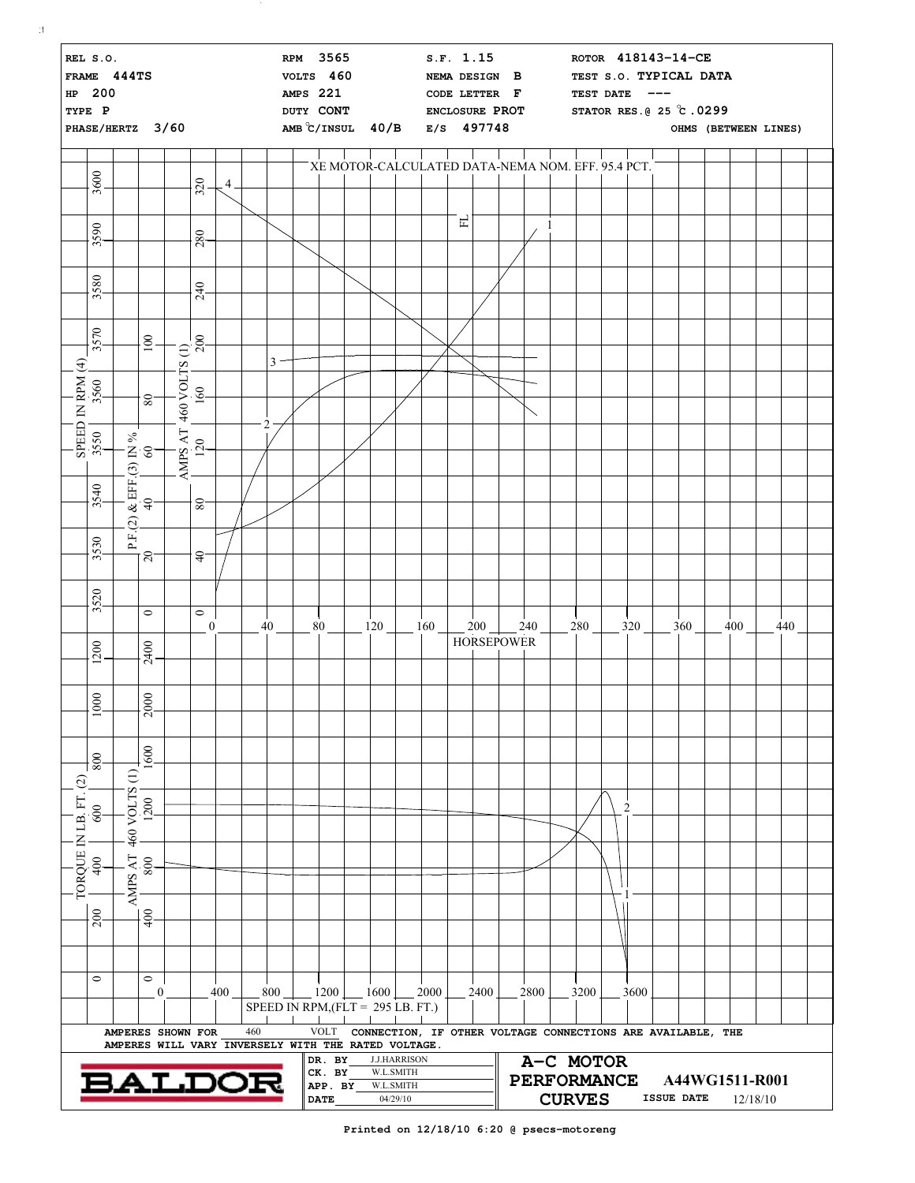| | | | | | |
|---|---|---|---|---|---|
| REL S.O. | | RPM 3565 | S.F. 1.15 | ROTOR 418143-14-CE | |
| FRAME 444TS | | VOLTS 460 | NEMA DESIGN B | TEST S.O. TYPICAL DATA | |
| HP 200 | | AMPS 221 | CODE LETTER F | TEST DATE --- | |
| TYPE P | | DUTY CONT | ENCLOSURE PROT | STATOR RES.@ 25 °C .0299 | |
| PHASE/HERTZ 3/60 | | AMB °C/INSUL 40/B | E/S 497748 | | OHMS (BETWEEN LINES) |

XE MOTOR-CALCULATED DATA-NEMA NOM. EFF. 95.4 PCT.

SPEED IN RPM (4): 3520, 3530, 3540, 3550, 3560, 3570, 3580, 3590, 3600

P.F.(2) & EFF.(3) IN %: 0, 20, 40, 60, 80, 100

AMPS AT 460 VOLTS (1): 0, 40, 80, 120, 160, 200, 240, 280, 320

HORSEPOWER: 0, 40, 80, 120, 160, 200, 240, 280, 320, 360, 400, 440

FL

TORQUE IN LB. FT. (2): 0, 200, 400, 600, 800, 1000, 1200

AMPS AT 460 VOLTS (1): 0, 400, 800, 1200, 1600, 2000, 2400

SPEED IN RPM,(FLT = 295 LB. FT.): 0, 400, 800, 1200, 1600, 2000, 2400, 2800, 3200, 3600

AMPERES SHOWN FOR 460 VOLT CONNECTION, IF OTHER VOLTAGE CONNECTIONS ARE AVAILABLE, THE AMPERES WILL VARY INVERSELY WITH THE RATED VOLTAGE.

**BALDOR**

| | |
|---|---|
| DR. BY | J.J.HARRISON |
| CK. BY | W.L.SMITH |
| APP. BY | W.L.SMITH |
| DATE | 04/29/10 |

**A-C MOTOR PERFORMANCE CURVES** A44WG1511-R001

ISSUE DATE 12/18/10

Printed on 12/18/10 6:20 @ psecs-motoreng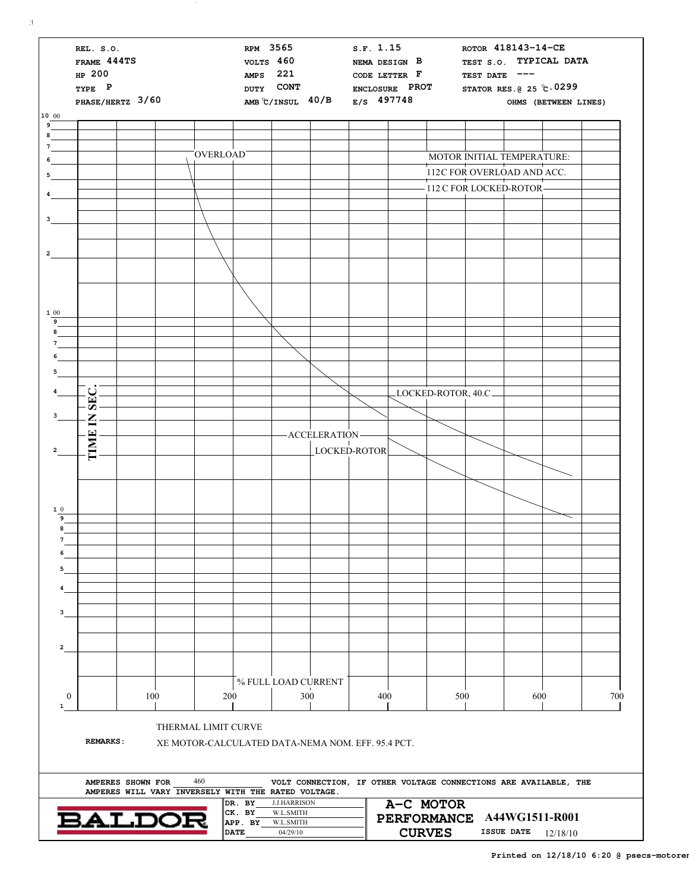REL. S.O.
FRAME 444TS
HP 200
TYPE P
PHASE/HERTZ 3/60

RPM 3565
VOLTS 460
AMPS 221
DUTY CONT
AMB °C/INSUL 40/B

S.F. 1.15
NEMA DESIGN B
CODE LETTER F
ENCLOSURE PROT
E/S 497748

ROTOR 418143-14-CE
TEST S.O. TYPICAL DATA
TEST DATE ---
STATOR RES.@ 25 °C .0299
OHMS (BETWEEN LINES)

TIME IN SEC.

1000
9
8
7
6
5
4
3
2
100
9
8
7
6
5
4
3
2
10
9
8
7
6
5
4
3
2
1

OVERLOAD

MOTOR INITIAL TEMPERATURE:
112C FOR OVERLOAD AND ACC.
112 C FOR LOCKED-ROTOR

LOCKED-ROTOR, 40.C

ACCELERATION

LOCKED-ROTOR

% FULL LOAD CURRENT

0 100 200 300 400 500 600 700

THERMAL LIMIT CURVE

**REMARKS:** XE MOTOR-CALCULATED DATA-NEMA NOM. EFF. 95.4 PCT.

AMPERES SHOWN FOR 460 VOLT CONNECTION, IF OTHER VOLTAGE CONNECTIONS ARE AVAILABLE, THE AMPERES WILL VARY INVERSELY WITH THE RATED VOLTAGE.

BALDOR

| | |
|---|---|
| DR. BY | J.J.HARRISON |
| CK. BY | W.L.SMITH |
| APP. BY | W.L.SMITH |
| DATE | 04/29/10 |

A-C MOTOR PERFORMANCE CURVES A44WG1511-R001

ISSUE DATE 12/18/10

Printed on 12/18/10 6:20 @ psecs-motorer